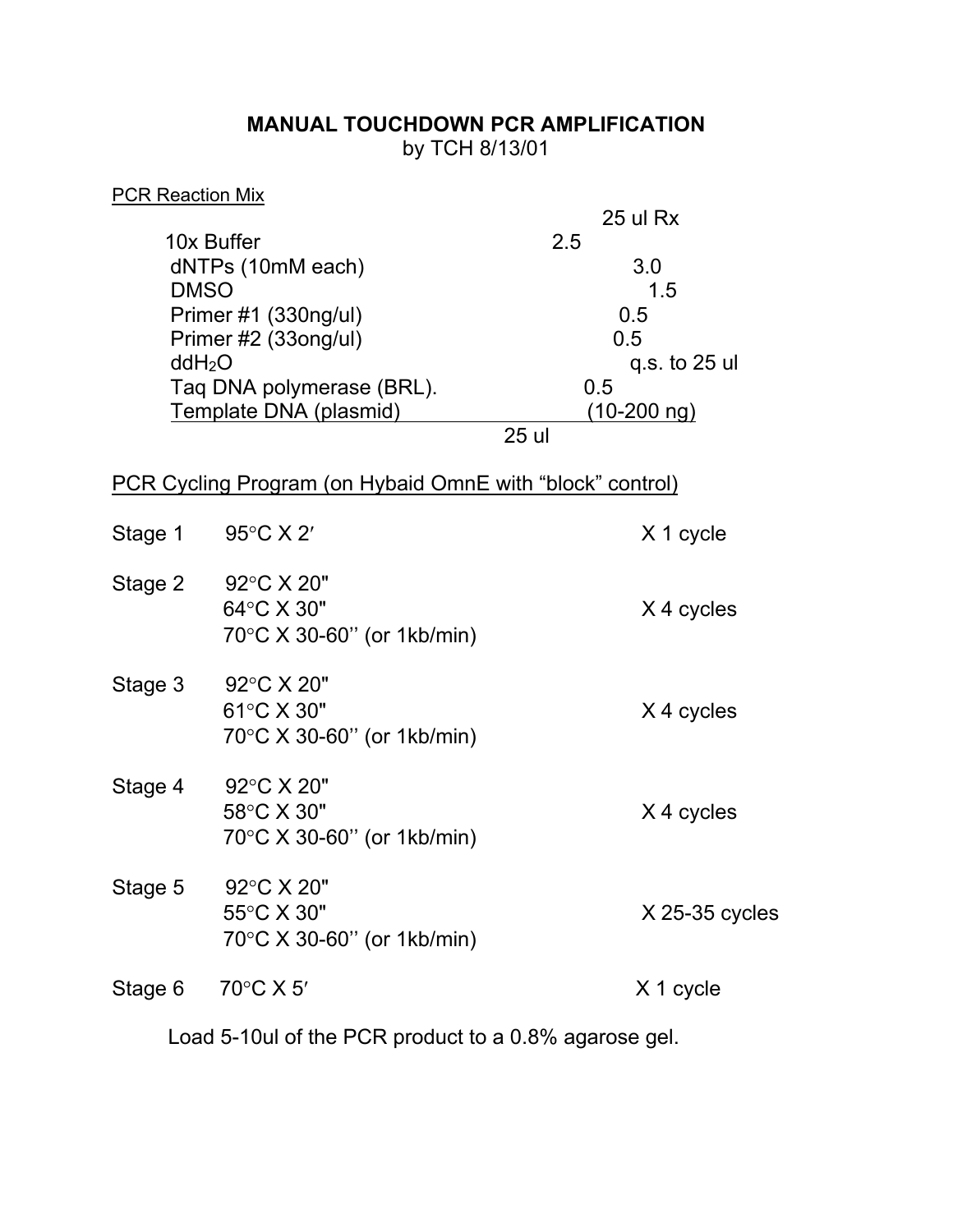# MANUAL TOUCHDOWN PCR AMPLIFICATION

by TCH 8/13/01

<u>PCR Reaction Mix</u>

| | 25 ul Rx |
|---|---|
| 10x Buffer | 2.5 |
| dNTPs (10mM each) | 3.0 |
| DMSO | 1.5 |
| Primer #1 (330ng/ul) | 0.5 |
| Primer #2 (33ong/ul) | 0.5 |
| $ddH_2O$ | q.s. to 25 ul |
| Taq DNA polymerase (BRL). | 0.5 |
| Template DNA (plasmid) | (10-200 ng) |
| | 25 ul |

<u>PCR Cycling Program (on Hybaid OmnE with "block" control)</u>

| Stage | Conditions | Cycles |
|---|---|---|
| Stage 1 | 95°C X 2′ | X 1 cycle |
| Stage 2 | 92°C X 20"<br>64°C X 30"<br>70°C X 30-60'' (or 1kb/min) | X 4 cycles |
| Stage 3 | 92°C X 20"<br>61°C X 30"<br>70°C X 30-60'' (or 1kb/min) | X 4 cycles |
| Stage 4 | 92°C X 20"<br>58°C X 30"<br>70°C X 30-60'' (or 1kb/min) | X 4 cycles |
| Stage 5 | 92°C X 20"<br>55°C X 30"<br>70°C X 30-60'' (or 1kb/min) | X 25-35 cycles |
| Stage 6 | 70°C X 5′ | X 1 cycle |

Load 5-10ul of the PCR product to a 0.8% agarose gel.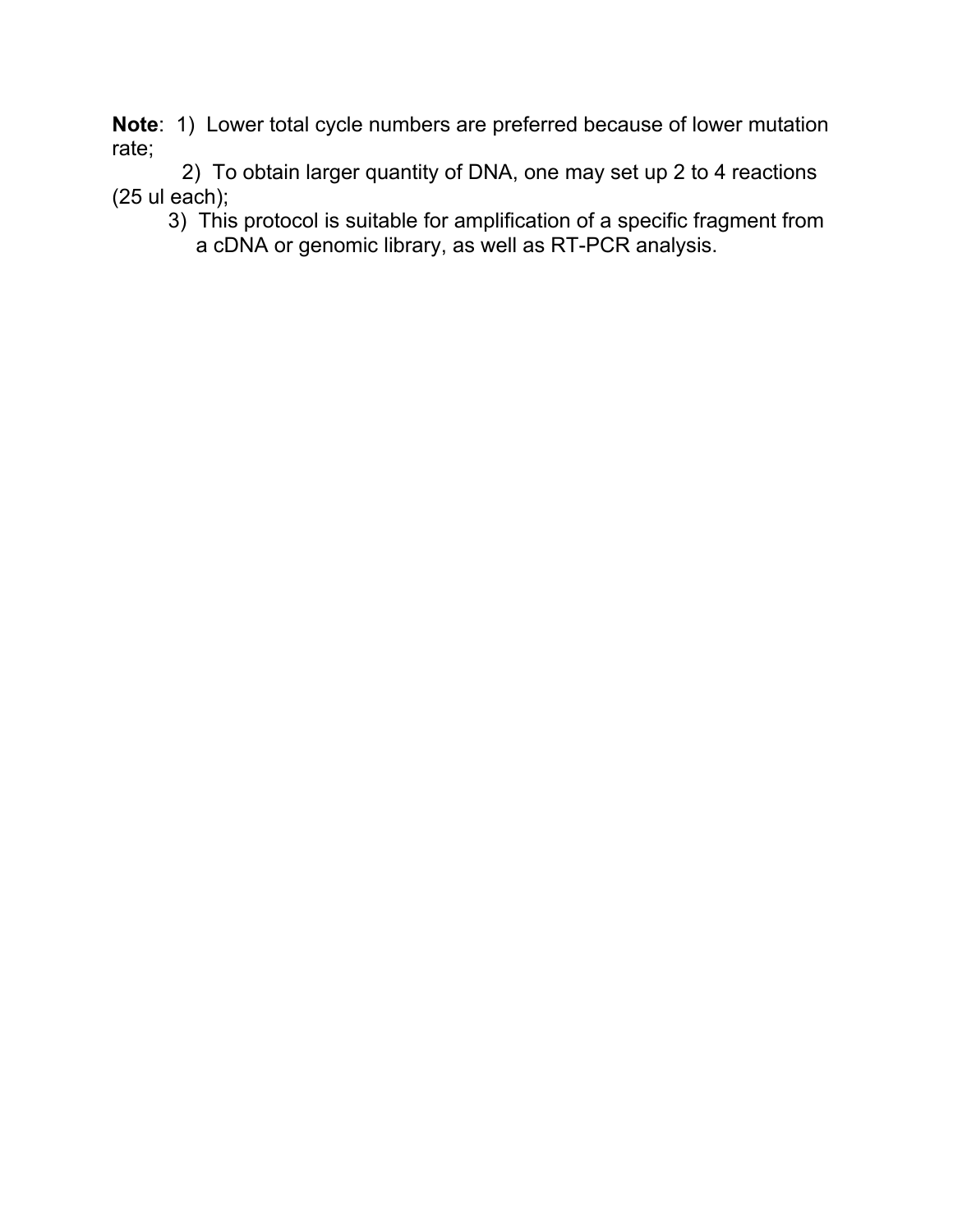**Note**: 1) Lower total cycle numbers are preferred because of lower mutation rate;

2) To obtain larger quantity of DNA, one may set up 2 to 4 reactions (25 ul each);

3) This protocol is suitable for amplification of a specific fragment from a cDNA or genomic library, as well as RT-PCR analysis.